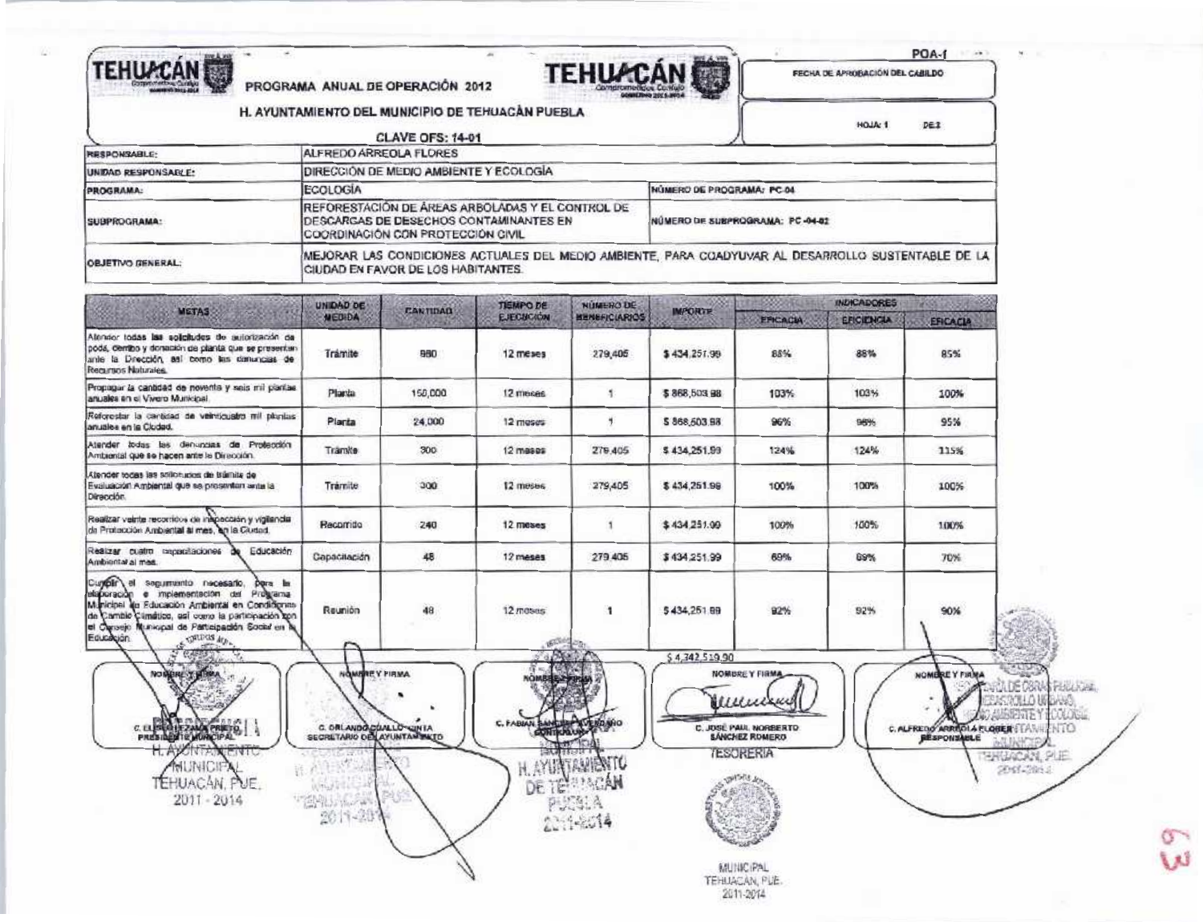# PROGRAMA ANUAL DE OPERACIÓN 2012

## H. AYUNTAMIENTO DEL MUNICIPIO DE TEHUACÁN PUEBLA

**CLAVE OFS: 14-01**

POA-1

FECHA DE APROBACIÓN DEL CABILDO

HOJA: 1 DE 2

| | | | |
|---|---|---|---|
| RESPONSABLE: | ALFREDO ARREOLA FLORES | | |
| UNIDAD RESPONSABLE: | DIRECCIÓN DE MEDIO AMBIENTE Y ECOLOGÍA | | |
| PROGRAMA: | ECOLOGÍA | NÚMERO DE PROGRAMA: | PC-04 |
| SUBPROGRAMA: | REFORESTACIÓN DE ÁREAS ARBOLADAS Y EL CONTROL DE DESCARGAS DE DESECHOS CONTAMINANTES EN COORDINACIÓN CON PROTECCIÓN CIVIL | NÚMERO DE SUBPROGRAMA: | PC-04-02 |
| OBJETIVO GENERAL: | MEJORAR LAS CONDICIONES ACTUALES DEL MEDIO AMBIENTE, PARA COADYUVAR AL DESARROLLO SUSTENTABLE DE LA CIUDAD EN FAVOR DE LOS HABITANTES. | | |

| METAS | UNIDAD DE MEDIDA | CANTIDAD | TIEMPO DE EJECUCIÓN | NÚMERO DE BENEFICIARIOS | IMPORTE | INDICADORES | | |
|---|---|---|---|---|---|---|---|---|
| | | | | | | EFICACIA | EFICIENCIA | EFICACIA |
| Atender todas las solicitudes de autorización de poda, derribo y donación de planta que se presentan ante la Dirección, así como las denuncias de Recursos Naturales. | Trámite | 980 | 12 meses | 279,405 | $ 434,251.99 | 88% | 88% | 85% |
| Propagar la cantidad de noventa y seis mil plantas anuales en el Vivero Municipal. | Planta | 150,000 | 12 meses | 1 | $ 868,503.98 | 103% | 103% | 100% |
| Reforestar la cantidad de veinticuatro mil plantas anuales en la Ciudad. | Planta | 24,000 | 12 meses | 1 | $ 868,503.98 | 96% | 96% | 95% |
| Atender todas las denuncias de Protección Ambiental que se hacen ante la Dirección. | Trámite | 300 | 12 meses | 279,405 | $ 434,251.99 | 124% | 124% | 115% |
| Atender todas las solicitudes de trámite de Evaluación Ambiental que se presentan ante la Dirección. | Trámite | 300 | 12 meses | 279,405 | $ 434,251.99 | 100% | 100% | 100% |
| Realizar veinte recorridos de inspección y vigilancia de Protección Ambiental al mes, en la Ciudad. | Recorrido | 240 | 12 meses | 1 | $ 434,251.99 | 100% | 100% | 100% |
| Realizar cuatro capacitaciones de Educación Ambiental al mes. | Capacitación | 48 | 12 meses | 279,405 | $ 434,251.99 | 69% | 69% | 70% |
| Cumplir el seguimiento necesario, para la elaboración e implementación del Programa Municipal de Educación Ambiental en Condiciones de Cambio Climático, así como la participación con el Consejo Municipal de Participación Social en la Educación. | Reunión | 48 | 12 meses | 1 | $ 434,251.99 | 92% | 92% | 90% |
| | | | | | $ 4,342,519.90 | | | |

NOMBRE Y FIRMA
C. ELISEO LEZAMA PRIETO
PRESIDENTE MUNICIPAL

NOMBRE Y FIRMA
C. ORLANDO CUALLO CINTA
SECRETARIO DEL AYUNTAMIENTO

NOMBRE Y FIRMA
C. FABIAN SANCHEZ AVENDAÑO
CONTRALOR

NOMBRE Y FIRMA
C. JOSÉ PAUL NORBERTO SÁNCHEZ ROMERO
TESORERIA

NOMBRE Y FIRMA
C. ALFREDO ARREOLA FLORES
RESPONSABLE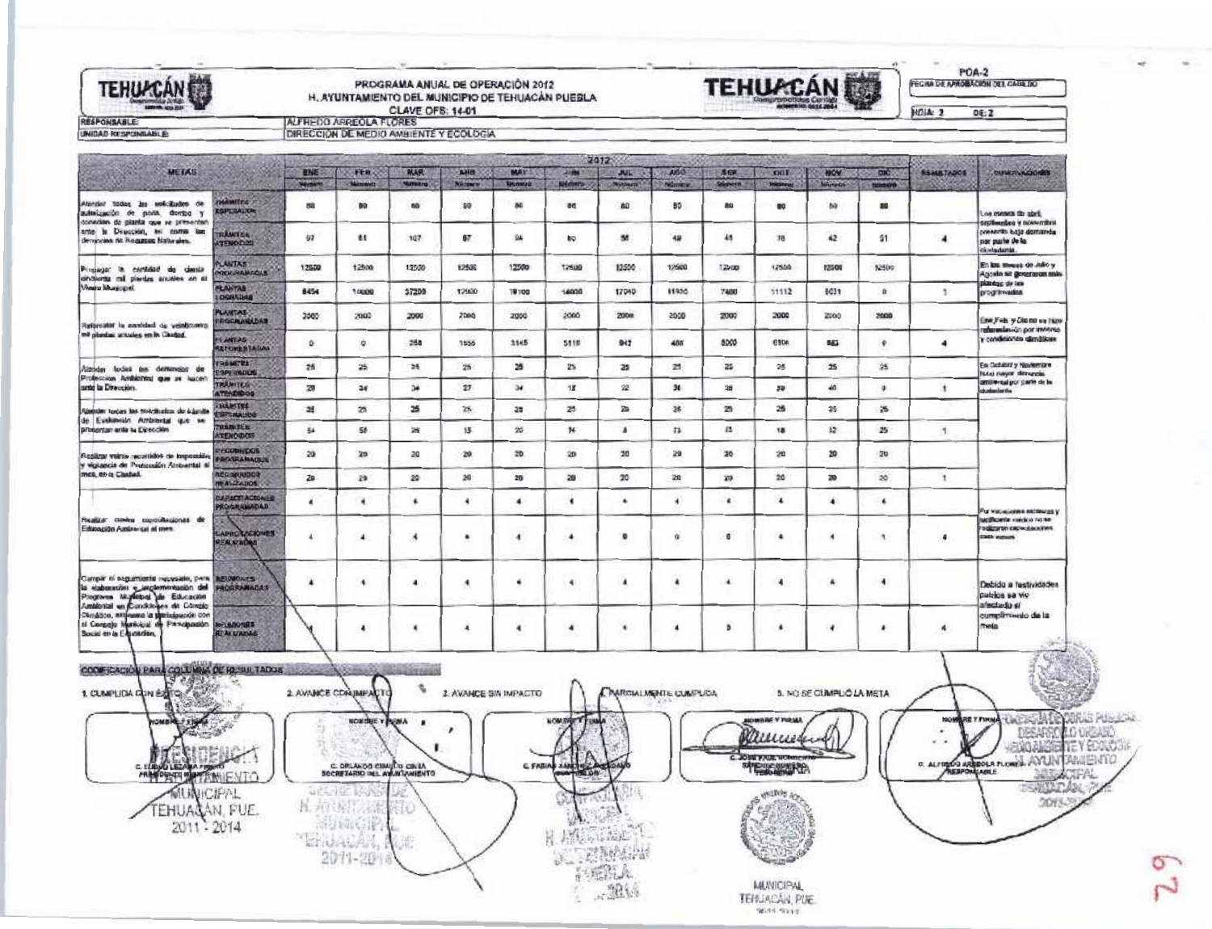**TEHUACÁN**

# PROGRAMA ANUAL DE OPERACIÓN 2012
## H. AYUNTAMIENTO DEL MUNICIPIO DE TEHUACÁN PUEBLA
### CLAVE OFS: 14-01

POA-2

FECHA DE APROBACIÓN DEL CABILDO

HOJA: 2 DE: 2

RESPONSABLE: ALFREDO ARREOLA FLORES

UNIDAD RESPONSABLE: DIRECCIÓN DE MEDIO AMBIENTE Y ECOLOGÍA

| METAS | | ENE | FEB | MAR | ABR | MAY | JUN | JUL | AGO | SEP | OCT | NOV | DIC | RESULTADOS | OBSERVACIONES |
|---|---|---|---|---|---|---|---|---|---|---|---|---|---|---|---|
| | | Número | Número | Número | Número | Número | Número | Número | Número | Número | Número | Número | Número | | |
| Atender todas las solicitudes de autorización de poda, derribo y donación de planta que se presentan ante la Dirección, así como las denuncias de Recursos Naturales. | TRÁMITES ESPERADOS | 80 | 80 | 80 | 80 | 80 | 80 | 80 | 80 | 80 | 80 | 80 | 80 | | Los meses de abril, septiembre y noviembre presentó baja demanda por parte de la ciudadanía. |
| | TRÁMITES ATENDIDOS | 97 | 81 | 107 | 67 | 94 | 80 | 58 | 49 | 45 | 78 | 42 | 51 | 4 | |
| Producir la cantidad de ciento cincuenta mil plantas anuales en el Vivero Municipal. | PLANTAS PROGRAMADAS | 12500 | 12500 | 12500 | 12500 | 12500 | 12500 | 12500 | 12500 | 12500 | 12500 | 12500 | 12500 | | En los meses de Julio y Agosto se generaron más plantas de las programadas |
| | PLANTAS LOGRADAS | 8454 | 10000 | 37200 | 12000 | 19100 | 14000 | 17040 | 11950 | 7400 | 11112 | 8031 | 0 | 1 | |
| Reforestar la cantidad de veinticuatro mil plantas anuales en la Ciudad. | PLANTAS PROGRAMADAS | 2000 | 2000 | 2000 | 2000 | 2000 | 2000 | 2000 | 2000 | 2000 | 2000 | 2000 | 2000 | | Ene, Feb. y Dic no se hizo reforestación por invierno y condiciones climáticas |
| | PLANTAS REFORESTADAS | 0 | 0 | 258 | 1555 | 3145 | 5118 | 947 | 485 | 8000 | 6104 | 883 | 0 | 4 | |
| Atender todas las denuncias de Protección Ambiental que se hacen ante la Dirección. | TRÁMITES ESPERADOS | 25 | 25 | 25 | 25 | 25 | 25 | 25 | 25 | 25 | 25 | 25 | 25 | | En Octubre y Noviembre tuvo mayor demanda ambiental por parte de la ciudadanía |
| | TRÁMITES ATENDIDOS | 28 | 34 | 34 | 27 | 34 | 18 | 22 | 34 | 38 | 39 | 40 | 0 | 1 | |
| Atender todas las solicitudes de trámite de Evaluación Ambiental que se presentan ante la Dirección. | TRÁMITES ESPERADOS | 25 | 25 | 25 | 25 | 25 | 25 | 25 | 25 | 25 | 25 | 25 | 25 | | |
| | TRÁMITES ATENDIDOS | 54 | 58 | 28 | 15 | 20 | 14 | 8 | 13 | 13 | 18 | 12 | 25 | 1 | |
| Realizar veinte recorridos de inspección y vigilancia de Protección Ambiental al mes, en la Ciudad. | RECORRIDOS PROGRAMADOS | 20 | 20 | 20 | 20 | 20 | 20 | 20 | 20 | 20 | 20 | 20 | 20 | | |
| | RECORRIDOS REALIZADOS | 20 | 20 | 20 | 20 | 20 | 20 | 20 | 20 | 20 | 20 | 20 | 20 | 1 | |
| Realizar cuatro capacitaciones de Educación Ambiental al mes. | CAPACITACIONES PROGRAMADAS | 4 | 4 | 4 | 4 | 4 | 4 | 4 | 4 | 4 | 4 | 4 | 4 | | Por vacaciones escolares y suficiente médico no se realizaron capacitaciones |
| | CAPACITACIONES REALIZADAS | 4 | 4 | 4 | 4 | 4 | 4 | 0 | 0 | 6 | 4 | 4 | 1 | 4 | |
| Cumplir el seguimiento necesario, para la elaboración e implementación del Programa Municipal de Educación Ambiental en Condiciones de Cambio Climático, así como la participación con el Consejo Municipal de Participación Social en la Educación. | REUNIONES PROGRAMADAS | 4 | 4 | 4 | 4 | 4 | 4 | 4 | 4 | 4 | 4 | 4 | 4 | | Debido a festividades patrias se vio afectado el cumplimiento de la meta |
| | REUNIONES REALIZADAS | 4 | 4 | 4 | 4 | 4 | 4 | 4 | 4 | 3 | 4 | 4 | 4 | 4 | |

**CODIFICACIÓN PARA COLUMNA DE RESULTADOS**

1. CUMPLIDA CON ÉXITO  2. AVANCE CON IMPACTO  2. AVANCE SIN IMPACTO  4. PARCIALMENTE CUMPLIDA  5. NO SE CUMPLIÓ LA META

| NOMBRE Y FIRMA | NOMBRE Y FIRMA | NOMBRE Y FIRMA | NOMBRE Y FIRMA | NOMBRE Y FIRMA |
|---|---|---|---|---|
| C. ELISEO LEZAMA PRIETO PRESIDENTE MUNICIPAL | C. ORLANDO CUAUTLE CINTA SECRETARIO DEL AYUNTAMIENTO | C. FABIÁN SÁNCHEZ ARCADIO | C. JOSÉ RAÚL HERNÁNDEZ | C. ALFREDO ARREOLA FLORES RESPONSABLE |

PRESIDENCIA MUNICIPAL TEHUACÁN, PUE. 2011 - 2014

SECRETARÍA H. AYUNTAMIENTO MUNICIPAL TEHUACÁN, PUE. 2011-2014

H. AYUNTAMIENTO TEHUACÁN PUEBLA 2014

MUNICIPAL TEHUACÁN, PUE.

SECRETARÍA DE OBRAS PÚBLICAS DESARROLLO URBANO, MEDIO AMBIENTE Y ECOLOGÍA H. AYUNTAMIENTO MUNICIPAL TEHUACÁN, PUE. 2011-2014